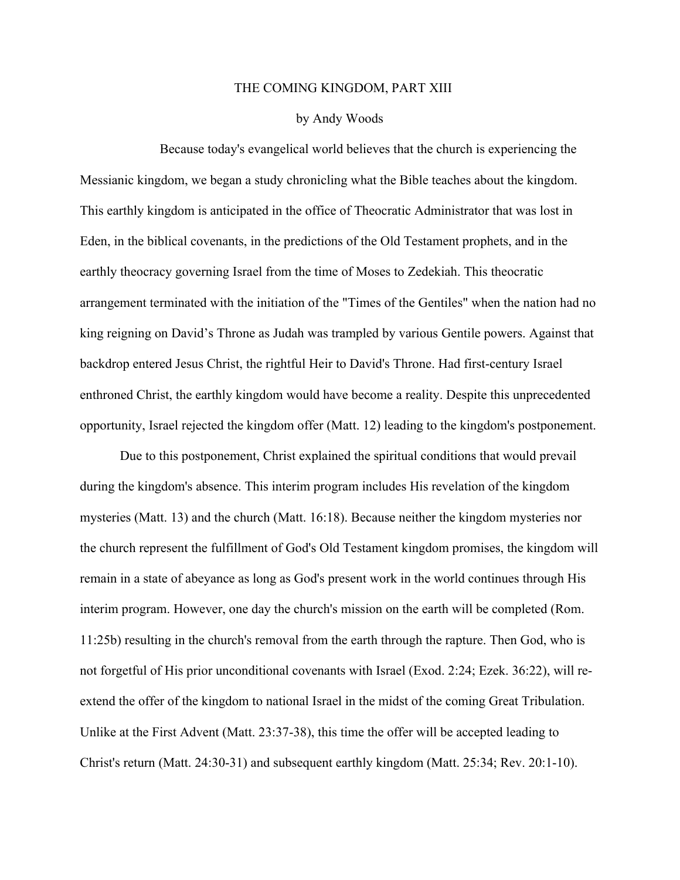# THE COMING KINGDOM, PART XIII

by Andy Woods

Because today's evangelical world believes that the church is experiencing the Messianic kingdom, we began a study chronicling what the Bible teaches about the kingdom. This earthly kingdom is anticipated in the office of Theocratic Administrator that was lost in Eden, in the biblical covenants, in the predictions of the Old Testament prophets, and in the earthly theocracy governing Israel from the time of Moses to Zedekiah. This theocratic arrangement terminated with the initiation of the "Times of the Gentiles" when the nation had no king reigning on David's Throne as Judah was trampled by various Gentile powers. Against that backdrop entered Jesus Christ, the rightful Heir to David's Throne. Had first-century Israel enthroned Christ, the earthly kingdom would have become a reality. Despite this unprecedented opportunity, Israel rejected the kingdom offer (Matt. 12) leading to the kingdom's postponement.

Due to this postponement, Christ explained the spiritual conditions that would prevail during the kingdom's absence. This interim program includes His revelation of the kingdom mysteries (Matt. 13) and the church (Matt. 16:18). Because neither the kingdom mysteries nor the church represent the fulfillment of God's Old Testament kingdom promises, the kingdom will remain in a state of abeyance as long as God's present work in the world continues through His interim program. However, one day the church's mission on the earth will be completed (Rom. 11:25b) resulting in the church's removal from the earth through the rapture. Then God, who is not forgetful of His prior unconditional covenants with Israel (Exod. 2:24; Ezek. 36:22), will re-extend the offer of the kingdom to national Israel in the midst of the coming Great Tribulation. Unlike at the First Advent (Matt. 23:37-38), this time the offer will be accepted leading to Christ's return (Matt. 24:30-31) and subsequent earthly kingdom (Matt. 25:34; Rev. 20:1-10).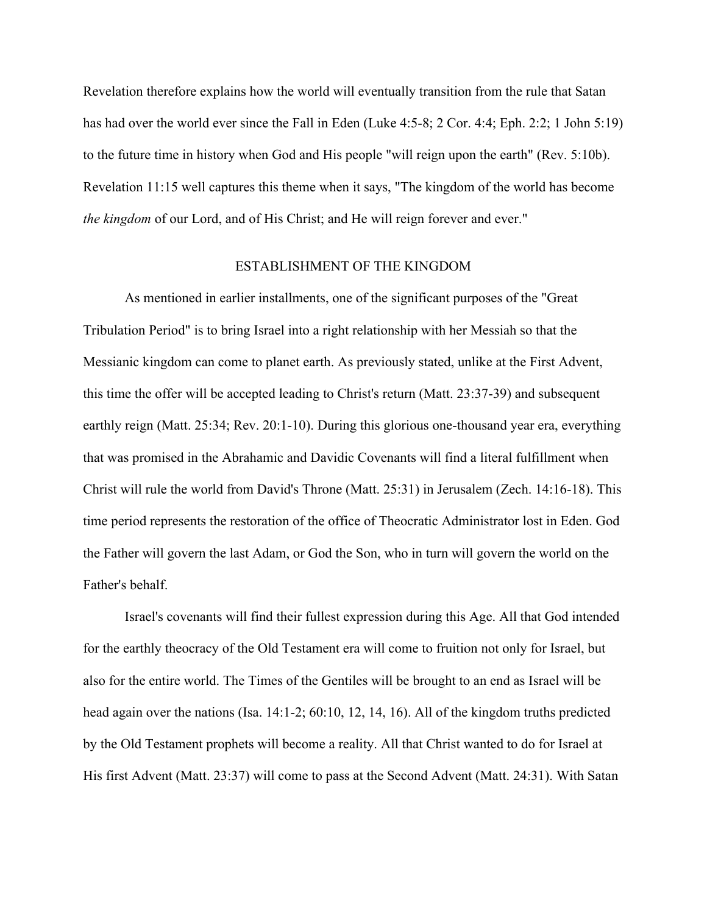Revelation therefore explains how the world will eventually transition from the rule that Satan has had over the world ever since the Fall in Eden (Luke 4:5-8; 2 Cor. 4:4; Eph. 2:2; 1 John 5:19) to the future time in history when God and His people "will reign upon the earth" (Rev. 5:10b). Revelation 11:15 well captures this theme when it says, "The kingdom of the world has become *the kingdom* of our Lord, and of His Christ; and He will reign forever and ever."

## ESTABLISHMENT OF THE KINGDOM

As mentioned in earlier installments, one of the significant purposes of the "Great Tribulation Period" is to bring Israel into a right relationship with her Messiah so that the Messianic kingdom can come to planet earth. As previously stated, unlike at the First Advent, this time the offer will be accepted leading to Christ's return (Matt. 23:37-39) and subsequent earthly reign (Matt. 25:34; Rev. 20:1-10). During this glorious one-thousand year era, everything that was promised in the Abrahamic and Davidic Covenants will find a literal fulfillment when Christ will rule the world from David's Throne (Matt. 25:31) in Jerusalem (Zech. 14:16-18). This time period represents the restoration of the office of Theocratic Administrator lost in Eden. God the Father will govern the last Adam, or God the Son, who in turn will govern the world on the Father's behalf.

Israel's covenants will find their fullest expression during this Age. All that God intended for the earthly theocracy of the Old Testament era will come to fruition not only for Israel, but also for the entire world. The Times of the Gentiles will be brought to an end as Israel will be head again over the nations (Isa. 14:1-2; 60:10, 12, 14, 16). All of the kingdom truths predicted by the Old Testament prophets will become a reality. All that Christ wanted to do for Israel at His first Advent (Matt. 23:37) will come to pass at the Second Advent (Matt. 24:31). With Satan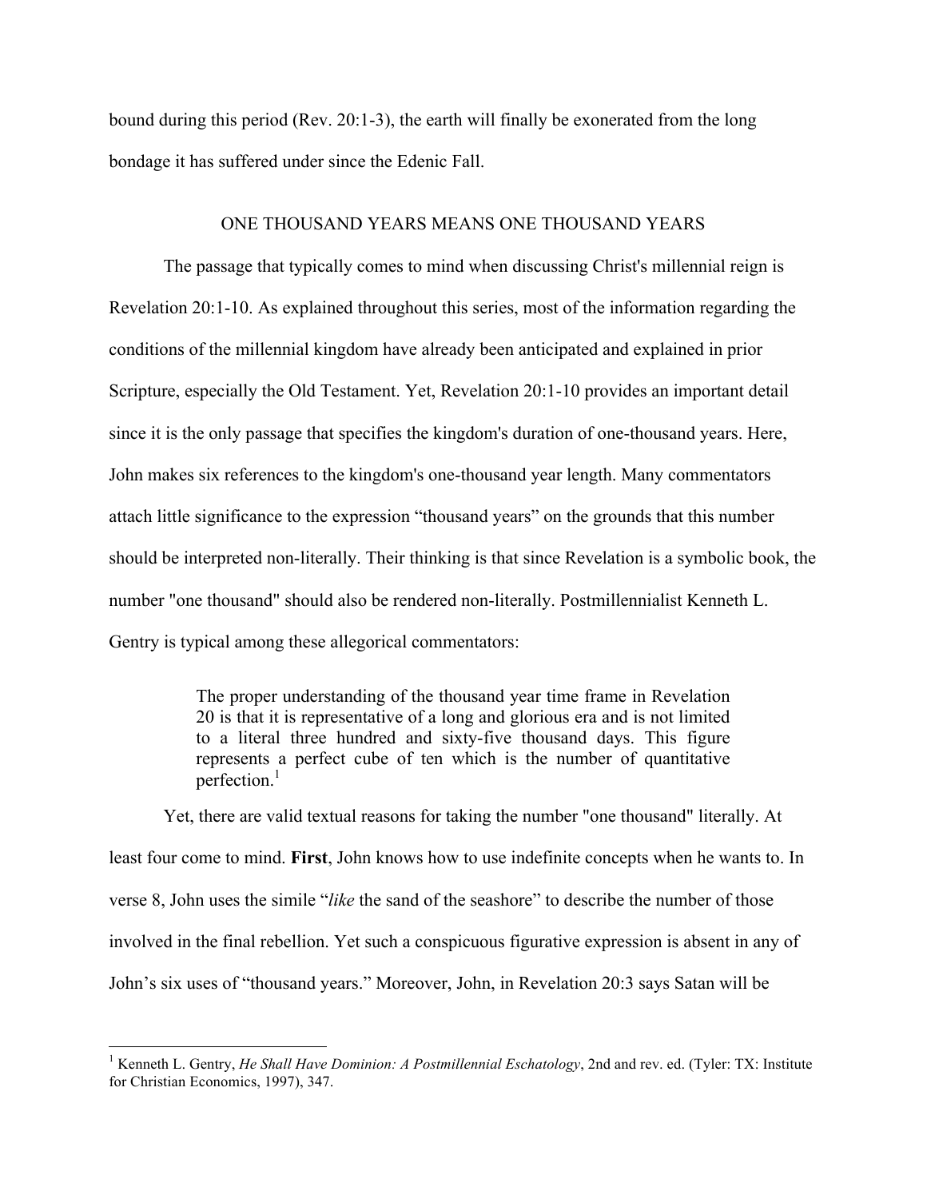bound during this period (Rev. 20:1-3), the earth will finally be exonerated from the long bondage it has suffered under since the Edenic Fall.

## ONE THOUSAND YEARS MEANS ONE THOUSAND YEARS

The passage that typically comes to mind when discussing Christ's millennial reign is Revelation 20:1-10. As explained throughout this series, most of the information regarding the conditions of the millennial kingdom have already been anticipated and explained in prior Scripture, especially the Old Testament. Yet, Revelation 20:1-10 provides an important detail since it is the only passage that specifies the kingdom's duration of one-thousand years. Here, John makes six references to the kingdom's one-thousand year length. Many commentators attach little significance to the expression "thousand years" on the grounds that this number should be interpreted non-literally. Their thinking is that since Revelation is a symbolic book, the number "one thousand" should also be rendered non-literally. Postmillennialist Kenneth L. Gentry is typical among these allegorical commentators:

> The proper understanding of the thousand year time frame in Revelation 20 is that it is representative of a long and glorious era and is not limited to a literal three hundred and sixty-five thousand days. This figure represents a perfect cube of ten which is the number of quantitative perfection.[1]

Yet, there are valid textual reasons for taking the number "one thousand" literally. At least four come to mind. **First**, John knows how to use indefinite concepts when he wants to. In verse 8, John uses the simile "*like* the sand of the seashore" to describe the number of those involved in the final rebellion. Yet such a conspicuous figurative expression is absent in any of John's six uses of "thousand years." Moreover, John, in Revelation 20:3 says Satan will be

---

[1] Kenneth L. Gentry, *He Shall Have Dominion: A Postmillennial Eschatology*, 2nd and rev. ed. (Tyler: TX: Institute for Christian Economics, 1997), 347.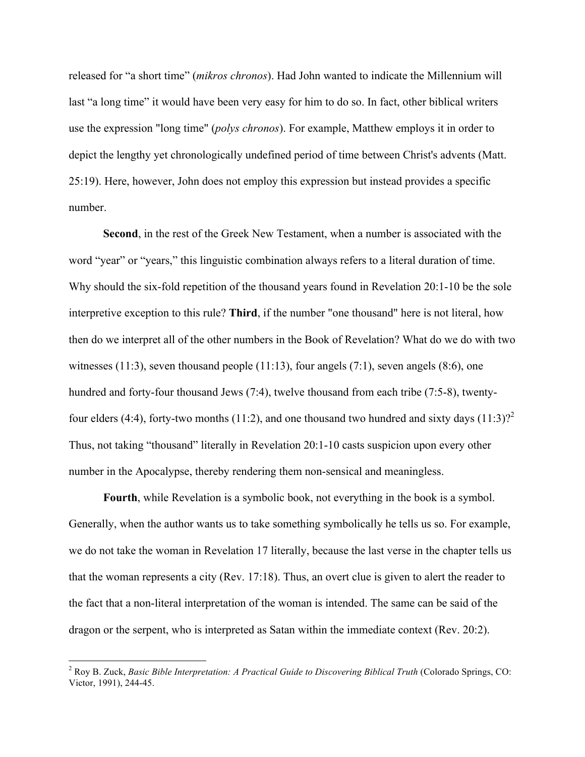released for “a short time” (*mikros chronos*). Had John wanted to indicate the Millennium will last “a long time” it would have been very easy for him to do so. In fact, other biblical writers use the expression "long time" (*polys chronos*). For example, Matthew employs it in order to depict the lengthy yet chronologically undefined period of time between Christ's advents (Matt. 25:19). Here, however, John does not employ this expression but instead provides a specific number.

**Second**, in the rest of the Greek New Testament, when a number is associated with the word “year” or “years,” this linguistic combination always refers to a literal duration of time. Why should the six-fold repetition of the thousand years found in Revelation 20:1-10 be the sole interpretive exception to this rule? **Third**, if the number "one thousand" here is not literal, how then do we interpret all of the other numbers in the Book of Revelation? What do we do with two witnesses (11:3), seven thousand people (11:13), four angels (7:1), seven angels (8:6), one hundred and forty-four thousand Jews (7:4), twelve thousand from each tribe (7:5-8), twenty-four elders (4:4), forty-two months (11:2), and one thousand two hundred and sixty days (11:3)?[2] Thus, not taking “thousand” literally in Revelation 20:1-10 casts suspicion upon every other number in the Apocalypse, thereby rendering them non-sensical and meaningless.

**Fourth**, while Revelation is a symbolic book, not everything in the book is a symbol. Generally, when the author wants us to take something symbolically he tells us so. For example, we do not take the woman in Revelation 17 literally, because the last verse in the chapter tells us that the woman represents a city (Rev. 17:18). Thus, an overt clue is given to alert the reader to the fact that a non-literal interpretation of the woman is intended. The same can be said of the dragon or the serpent, who is interpreted as Satan within the immediate context (Rev. 20:2).

---

[2] Roy B. Zuck, *Basic Bible Interpretation: A Practical Guide to Discovering Biblical Truth* (Colorado Springs, CO: Victor, 1991), 244-45.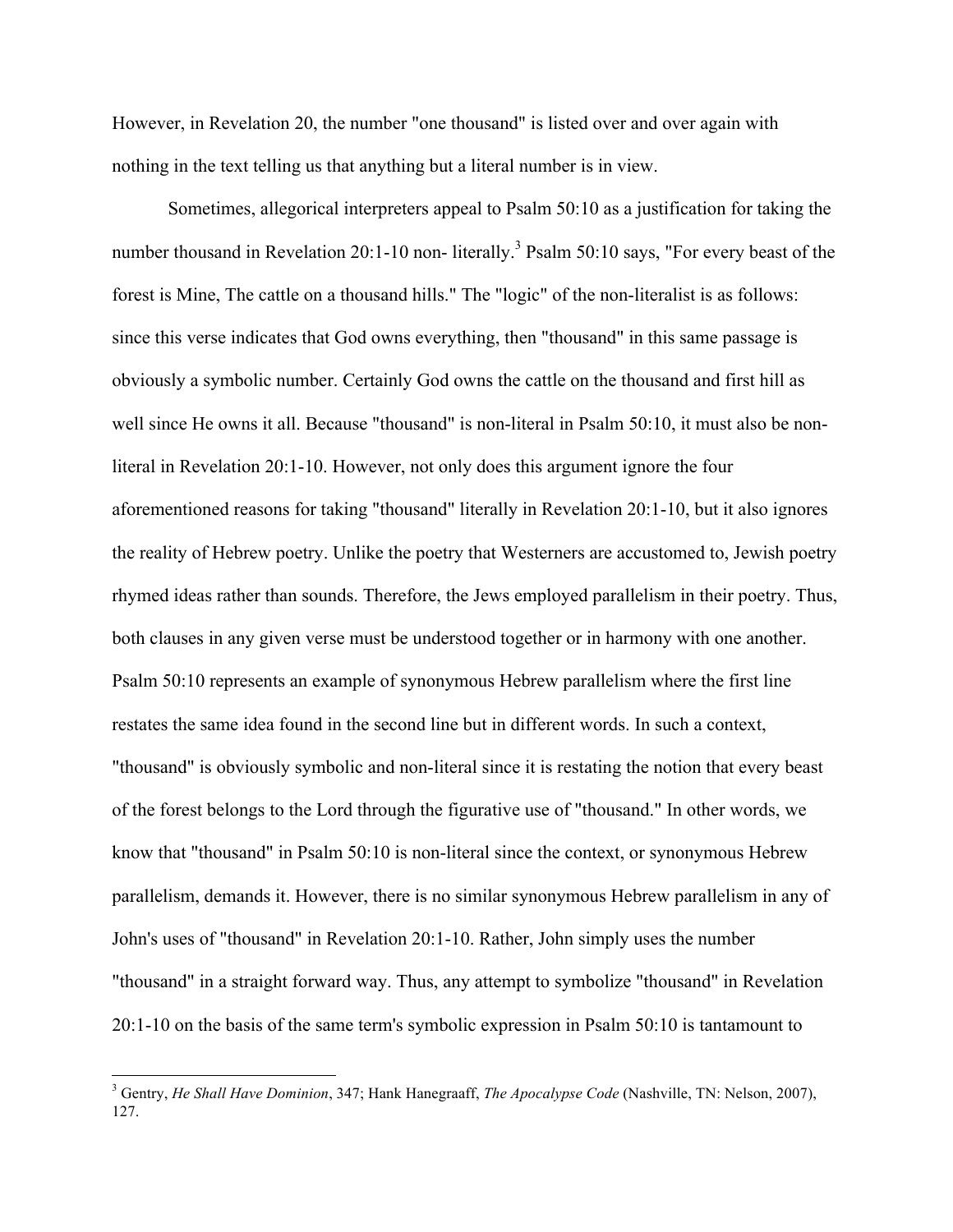However, in Revelation 20, the number "one thousand" is listed over and over again with nothing in the text telling us that anything but a literal number is in view.

Sometimes, allegorical interpreters appeal to Psalm 50:10 as a justification for taking the number thousand in Revelation 20:1-10 non- literally.[3] Psalm 50:10 says, "For every beast of the forest is Mine, The cattle on a thousand hills." The "logic" of the non-literalist is as follows: since this verse indicates that God owns everything, then "thousand" in this same passage is obviously a symbolic number. Certainly God owns the cattle on the thousand and first hill as well since He owns it all. Because "thousand" is non-literal in Psalm 50:10, it must also be non-literal in Revelation 20:1-10. However, not only does this argument ignore the four aforementioned reasons for taking "thousand" literally in Revelation 20:1-10, but it also ignores the reality of Hebrew poetry. Unlike the poetry that Westerners are accustomed to, Jewish poetry rhymed ideas rather than sounds. Therefore, the Jews employed parallelism in their poetry. Thus, both clauses in any given verse must be understood together or in harmony with one another. Psalm 50:10 represents an example of synonymous Hebrew parallelism where the first line restates the same idea found in the second line but in different words. In such a context, "thousand" is obviously symbolic and non-literal since it is restating the notion that every beast of the forest belongs to the Lord through the figurative use of "thousand." In other words, we know that "thousand" in Psalm 50:10 is non-literal since the context, or synonymous Hebrew parallelism, demands it. However, there is no similar synonymous Hebrew parallelism in any of John's uses of "thousand" in Revelation 20:1-10. Rather, John simply uses the number "thousand" in a straight forward way. Thus, any attempt to symbolize "thousand" in Revelation 20:1-10 on the basis of the same term's symbolic expression in Psalm 50:10 is tantamount to

---

[3] Gentry, *He Shall Have Dominion*, 347; Hank Hanegraaff, *The Apocalypse Code* (Nashville, TN: Nelson, 2007), 127.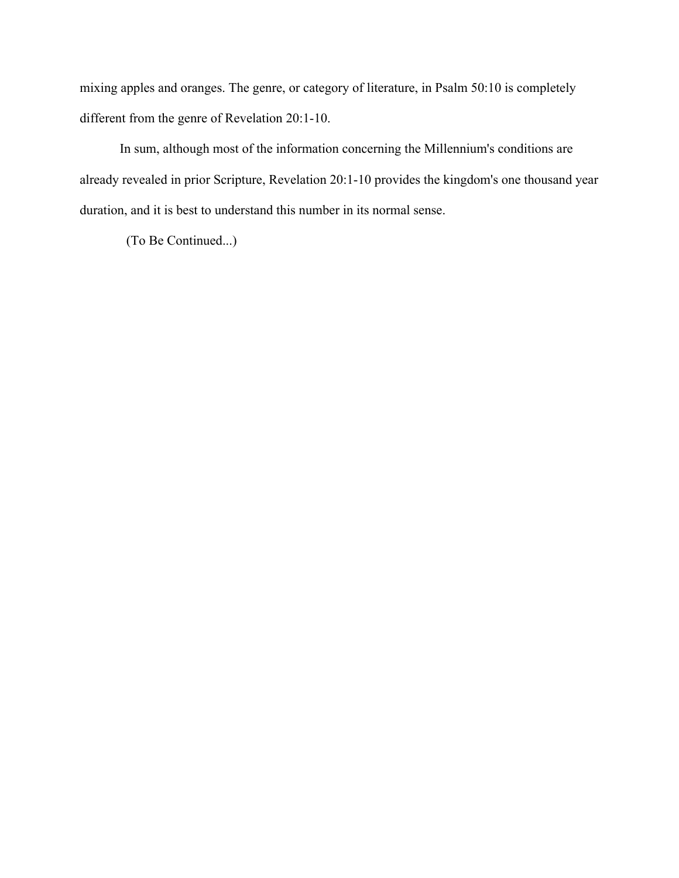mixing apples and oranges. The genre, or category of literature, in Psalm 50:10 is completely different from the genre of Revelation 20:1-10.

In sum, although most of the information concerning the Millennium's conditions are already revealed in prior Scripture, Revelation 20:1-10 provides the kingdom's one thousand year duration, and it is best to understand this number in its normal sense.

(To Be Continued...)